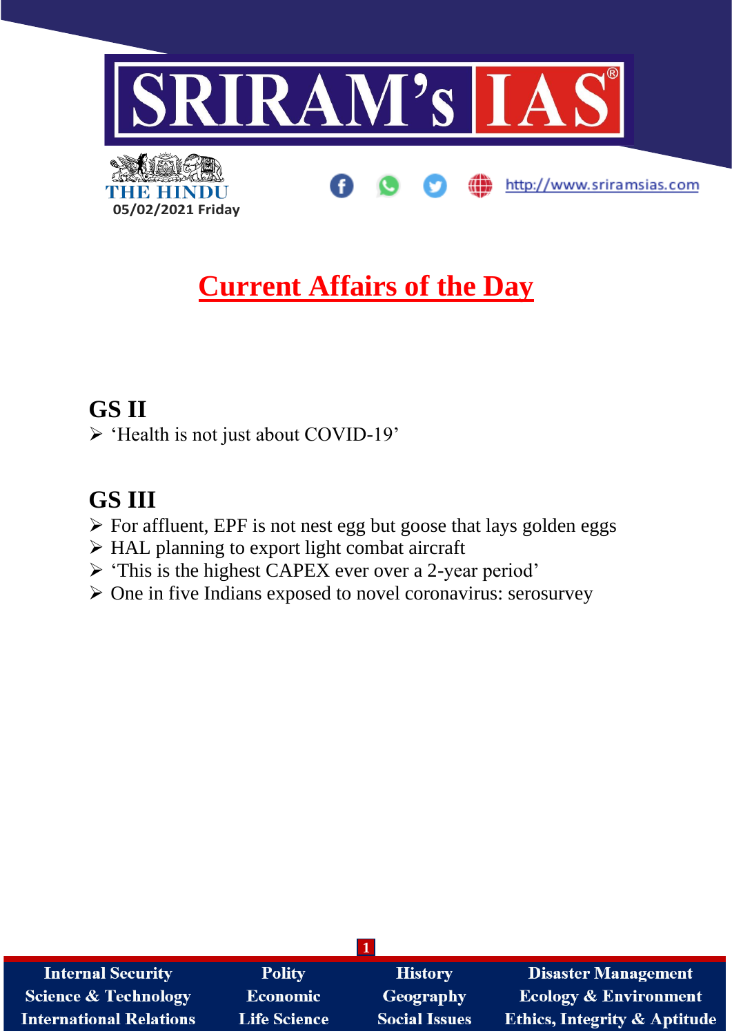THE HINDU
05/02/2021 Friday

# Current Affairs of the Day

## GS II

- ‘Health is not just about COVID-19’

## GS III

- For affluent, EPF is not nest egg but goose that lays golden eggs
- HAL planning to export light combat aircraft
- ‘This is the highest CAPEX ever over a 2-year period’
- One in five Indians exposed to novel coronavirus: serosurvey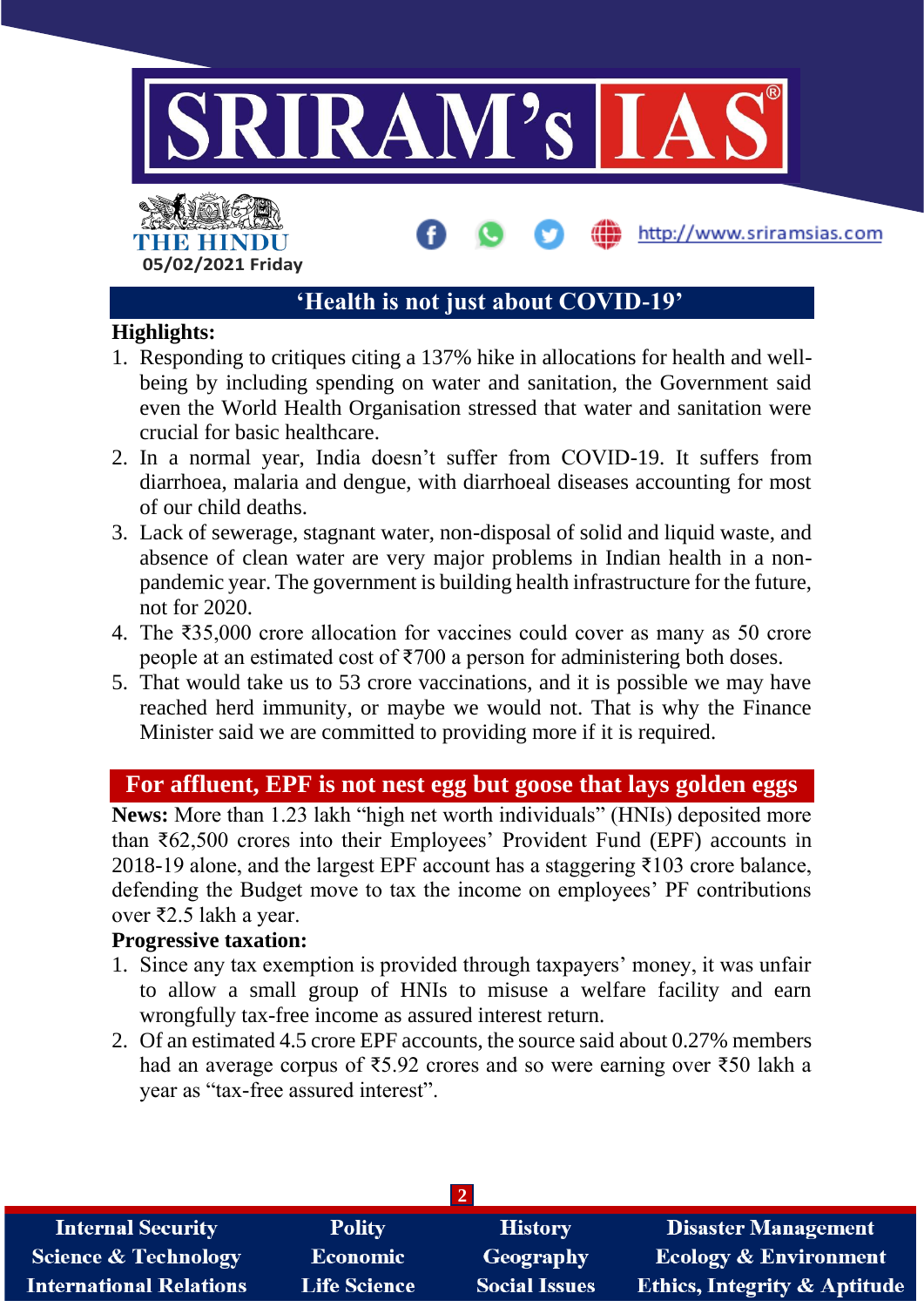## 'Health is not just about COVID-19'

**Highlights:**

1. Responding to critiques citing a 137% hike in allocations for health and well-being by including spending on water and sanitation, the Government said even the World Health Organisation stressed that water and sanitation were crucial for basic healthcare.
2. In a normal year, India doesn't suffer from COVID-19. It suffers from diarrhoea, malaria and dengue, with diarrhoeal diseases accounting for most of our child deaths.
3. Lack of sewerage, stagnant water, non-disposal of solid and liquid waste, and absence of clean water are very major problems in Indian health in a non-pandemic year. The government is building health infrastructure for the future, not for 2020.
4. The ₹35,000 crore allocation for vaccines could cover as many as 50 crore people at an estimated cost of ₹700 a person for administering both doses.
5. That would take us to 53 crore vaccinations, and it is possible we may have reached herd immunity, or maybe we would not. That is why the Finance Minister said we are committed to providing more if it is required.

## For affluent, EPF is not nest egg but goose that lays golden eggs

**News:** More than 1.23 lakh "high net worth individuals" (HNIs) deposited more than ₹62,500 crores into their Employees' Provident Fund (EPF) accounts in 2018-19 alone, and the largest EPF account has a staggering ₹103 crore balance, defending the Budget move to tax the income on employees' PF contributions over ₹2.5 lakh a year.

**Progressive taxation:**

1. Since any tax exemption is provided through taxpayers' money, it was unfair to allow a small group of HNIs to misuse a welfare facility and earn wrongfully tax-free income as assured interest return.
2. Of an estimated 4.5 crore EPF accounts, the source said about 0.27% members had an average corpus of ₹5.92 crores and so were earning over ₹50 lakh a year as "tax-free assured interest".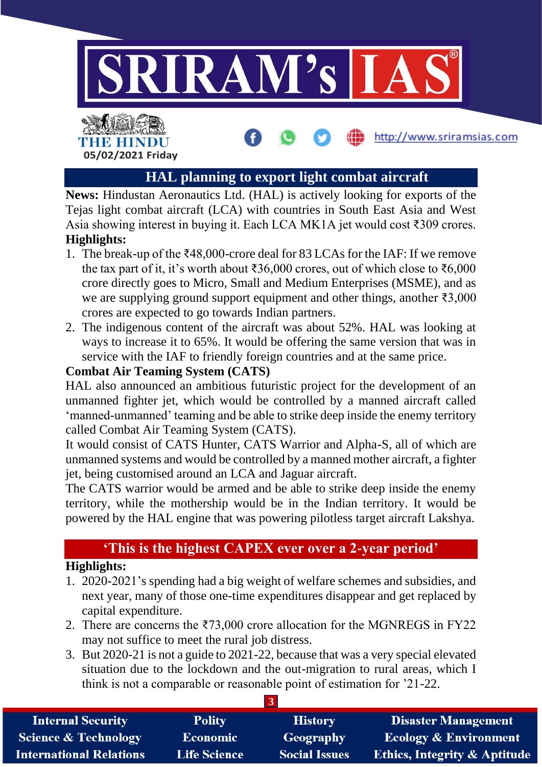## HAL planning to export light combat aircraft

**News:** Hindustan Aeronautics Ltd. (HAL) is actively looking for exports of the Tejas light combat aircraft (LCA) with countries in South East Asia and West Asia showing interest in buying it. Each LCA MK1A jet would cost ₹309 crores.

**Highlights:**

1. The break-up of the ₹48,000-crore deal for 83 LCAs for the IAF: If we remove the tax part of it, it's worth about ₹36,000 crores, out of which close to ₹6,000 crore directly goes to Micro, Small and Medium Enterprises (MSME), and as we are supplying ground support equipment and other things, another ₹3,000 crores are expected to go towards Indian partners.
2. The indigenous content of the aircraft was about 52%. HAL was looking at ways to increase it to 65%. It would be offering the same version that was in service with the IAF to friendly foreign countries and at the same price.

**Combat Air Teaming System (CATS)**

HAL also announced an ambitious futuristic project for the development of an unmanned fighter jet, which would be controlled by a manned aircraft called 'manned-unmanned' teaming and be able to strike deep inside the enemy territory called Combat Air Teaming System (CATS).

It would consist of CATS Hunter, CATS Warrior and Alpha-S, all of which are unmanned systems and would be controlled by a manned mother aircraft, a fighter jet, being customised around an LCA and Jaguar aircraft.

The CATS warrior would be armed and be able to strike deep inside the enemy territory, while the mothership would be in the Indian territory. It would be powered by the HAL engine that was powering pilotless target aircraft Lakshya.

## 'This is the highest CAPEX ever over a 2-year period'

**Highlights:**

1. 2020-2021's spending had a big weight of welfare schemes and subsidies, and next year, many of those one-time expenditures disappear and get replaced by capital expenditure.
2. There are concerns the ₹73,000 crore allocation for the MGNREGS in FY22 may not suffice to meet the rural job distress.
3. But 2020-21 is not a guide to 2021-22, because that was a very special elevated situation due to the lockdown and the out-migration to rural areas, which I think is not a comparable or reasonable point of estimation for '21-22.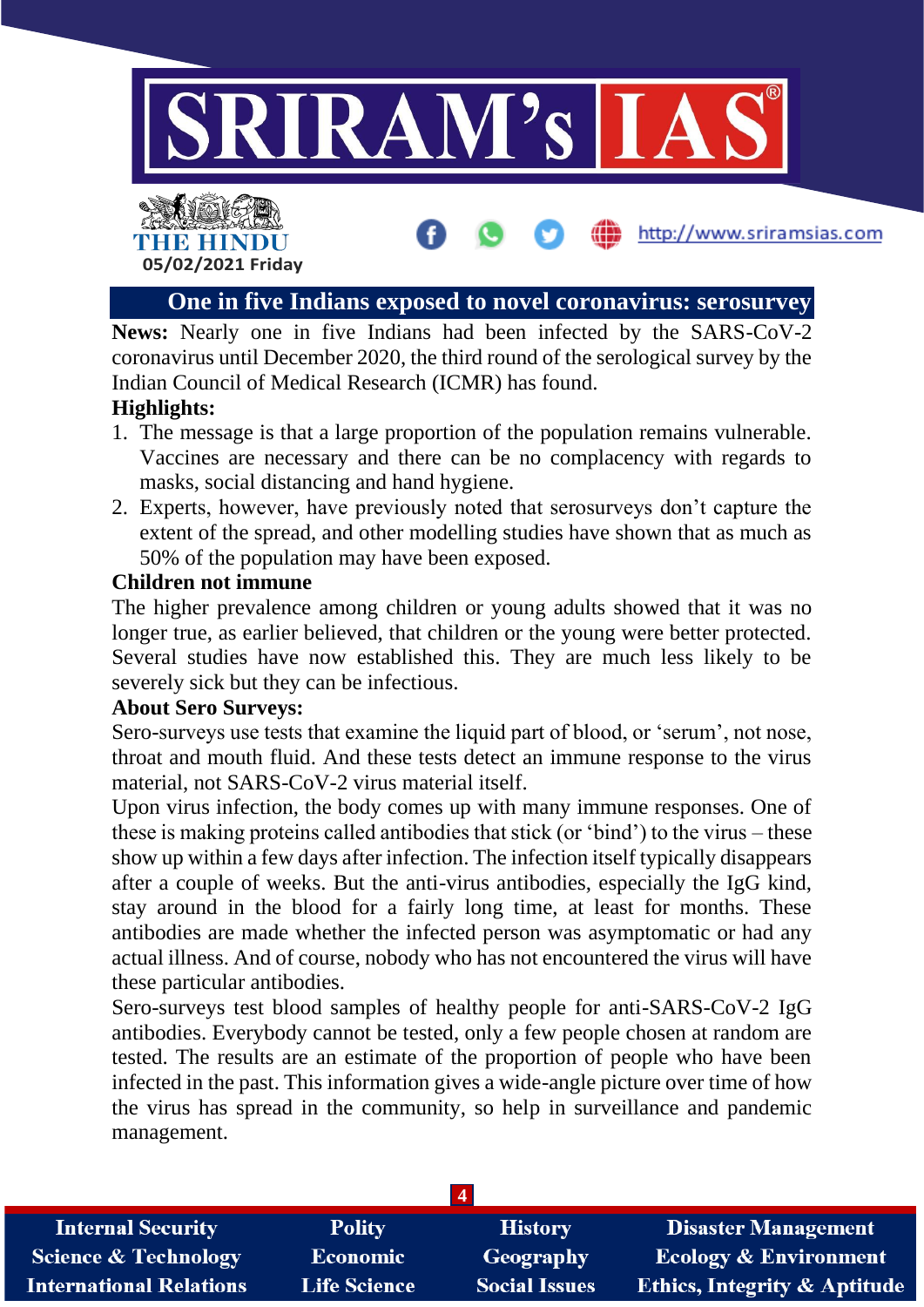# One in five Indians exposed to novel coronavirus: serosurvey

**News:** Nearly one in five Indians had been infected by the SARS-CoV-2 coronavirus until December 2020, the third round of the serological survey by the Indian Council of Medical Research (ICMR) has found.

**Highlights:**

1. The message is that a large proportion of the population remains vulnerable. Vaccines are necessary and there can be no complacency with regards to masks, social distancing and hand hygiene.
2. Experts, however, have previously noted that serosurveys don't capture the extent of the spread, and other modelling studies have shown that as much as 50% of the population may have been exposed.

**Children not immune**

The higher prevalence among children or young adults showed that it was no longer true, as earlier believed, that children or the young were better protected. Several studies have now established this. They are much less likely to be severely sick but they can be infectious.

**About Sero Surveys:**

Sero-surveys use tests that examine the liquid part of blood, or 'serum', not nose, throat and mouth fluid. And these tests detect an immune response to the virus material, not SARS-CoV-2 virus material itself.

Upon virus infection, the body comes up with many immune responses. One of these is making proteins called antibodies that stick (or 'bind') to the virus – these show up within a few days after infection. The infection itself typically disappears after a couple of weeks. But the anti-virus antibodies, especially the IgG kind, stay around in the blood for a fairly long time, at least for months. These antibodies are made whether the infected person was asymptomatic or had any actual illness. And of course, nobody who has not encountered the virus will have these particular antibodies.

Sero-surveys test blood samples of healthy people for anti-SARS-CoV-2 IgG antibodies. Everybody cannot be tested, only a few people chosen at random are tested. The results are an estimate of the proportion of people who have been infected in the past. This information gives a wide-angle picture over time of how the virus has spread in the community, so help in surveillance and pandemic management.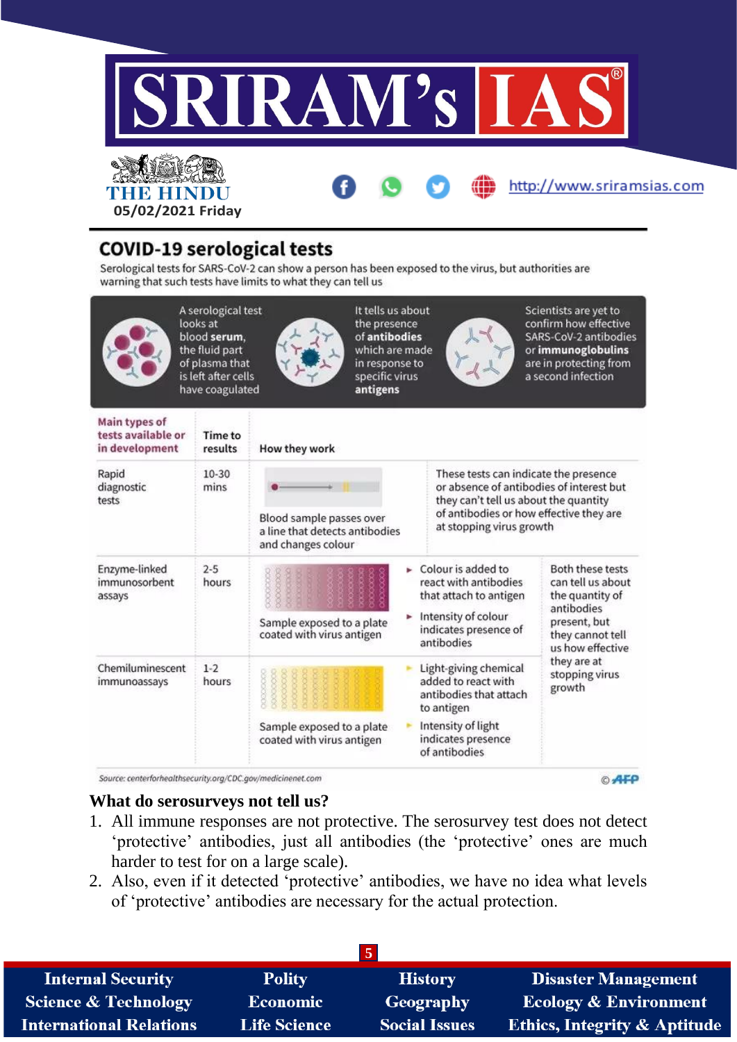## COVID-19 serological tests

Serological tests for SARS-CoV-2 can show a person has been exposed to the virus, but authorities are warning that such tests have limits to what they can tell us

A serological test looks at blood **serum**, the fluid part of plasma that is left after cells have coagulated

It tells us about the presence of **antibodies** which are made in response to specific virus **antigens**

Scientists are yet to confirm how effective SARS-CoV-2 antibodies or **immunoglobulins** are in protecting from a second infection

| Main types of tests available or in development | Time to results | How they work | | |
|---|---|---|---|---|
| Rapid diagnostic tests | 10-30 mins | Blood sample passes over a line that detects antibodies and changes colour | These tests can indicate the presence or absence of antibodies of interest but they can't tell us about the quantity of antibodies or how effective they are at stopping virus growth | |
| Enzyme-linked immunosorbent assays | 2-5 hours | Sample exposed to a plate coated with virus antigen | ▸ Colour is added to react with antibodies that attach to antigen<br>▸ Intensity of colour indicates presence of antibodies | Both these tests can tell us about the quantity of antibodies present, but they cannot tell us how effective they are at stopping virus growth |
| Chemiluminescent immunoassays | 1-2 hours | Sample exposed to a plate coated with virus antigen | ▸ Light-giving chemical added to react with antibodies that attach to antigen<br>▸ Intensity of light indicates presence of antibodies | |

*Source: centerforhealthsecurity.org/CDC.gov/medicinenet.com* © AFP

### What do serosurveys not tell us?

1. All immune responses are not protective. The serosurvey test does not detect 'protective' antibodies, just all antibodies (the 'protective' ones are much harder to test for on a large scale).
2. Also, even if it detected 'protective' antibodies, we have no idea what levels of 'protective' antibodies are necessary for the actual protection.